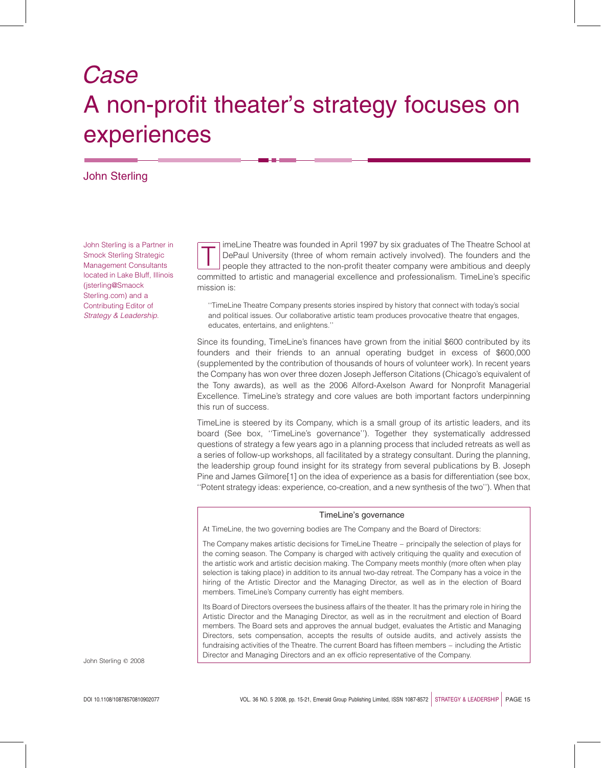# *Case*
# A non-profit theater's strategy focuses on experiences

John Sterling

John Sterling is a Partner in Smock Sterling Strategic Management Consultants located in Lake Bluff, Illinois (jsterling@Smaock Sterling.com) and a Contributing Editor of *Strategy & Leadership.*

TimeLine Theatre was founded in April 1997 by six graduates of The Theatre School at DePaul University (three of whom remain actively involved). The founders and the people they attracted to the non-profit theater company were ambitious and deeply committed to artistic and managerial excellence and professionalism. TimeLine's specific mission is:

> ''TimeLine Theatre Company presents stories inspired by history that connect with today's social and political issues. Our collaborative artistic team produces provocative theatre that engages, educates, entertains, and enlightens.''

Since its founding, TimeLine's finances have grown from the initial $600 contributed by its founders and their friends to an annual operating budget in excess of $600,000 (supplemented by the contribution of thousands of hours of volunteer work). In recent years the Company has won over three dozen Joseph Jefferson Citations (Chicago's equivalent of the Tony awards), as well as the 2006 Alford-Axelson Award for Nonprofit Managerial Excellence. TimeLine's strategy and core values are both important factors underpinning this run of success.

TimeLine is steered by its Company, which is a small group of its artistic leaders, and its board (See box, ''TimeLine's governance''). Together they systematically addressed questions of strategy a few years ago in a planning process that included retreats as well as a series of follow-up workshops, all facilitated by a strategy consultant. During the planning, the leadership group found insight for its strategy from several publications by B. Joseph Pine and James Gilmore[1] on the idea of experience as a basis for differentiation (see box, ''Potent strategy ideas: experience, co-creation, and a new synthesis of the two''). When that

> **TimeLine's governance**
>
> At TimeLine, the two governing bodies are The Company and the Board of Directors:
>
> The Company makes artistic decisions for TimeLine Theatre – principally the selection of plays for the coming season. The Company is charged with actively critiquing the quality and execution of the artistic work and artistic decision making. The Company meets monthly (more often when play selection is taking place) in addition to its annual two-day retreat. The Company has a voice in the hiring of the Artistic Director and the Managing Director, as well as in the election of Board members. TimeLine's Company currently has eight members.
>
> Its Board of Directors oversees the business affairs of the theater. It has the primary role in hiring the Artistic Director and the Managing Director, as well as in the recruitment and election of Board members. The Board sets and approves the annual budget, evaluates the Artistic and Managing Directors, sets compensation, accepts the results of outside audits, and actively assists the fundraising activities of the Theatre. The current Board has fifteen members – including the Artistic Director and Managing Directors and an ex officio representative of the Company.

John Sterling © 2008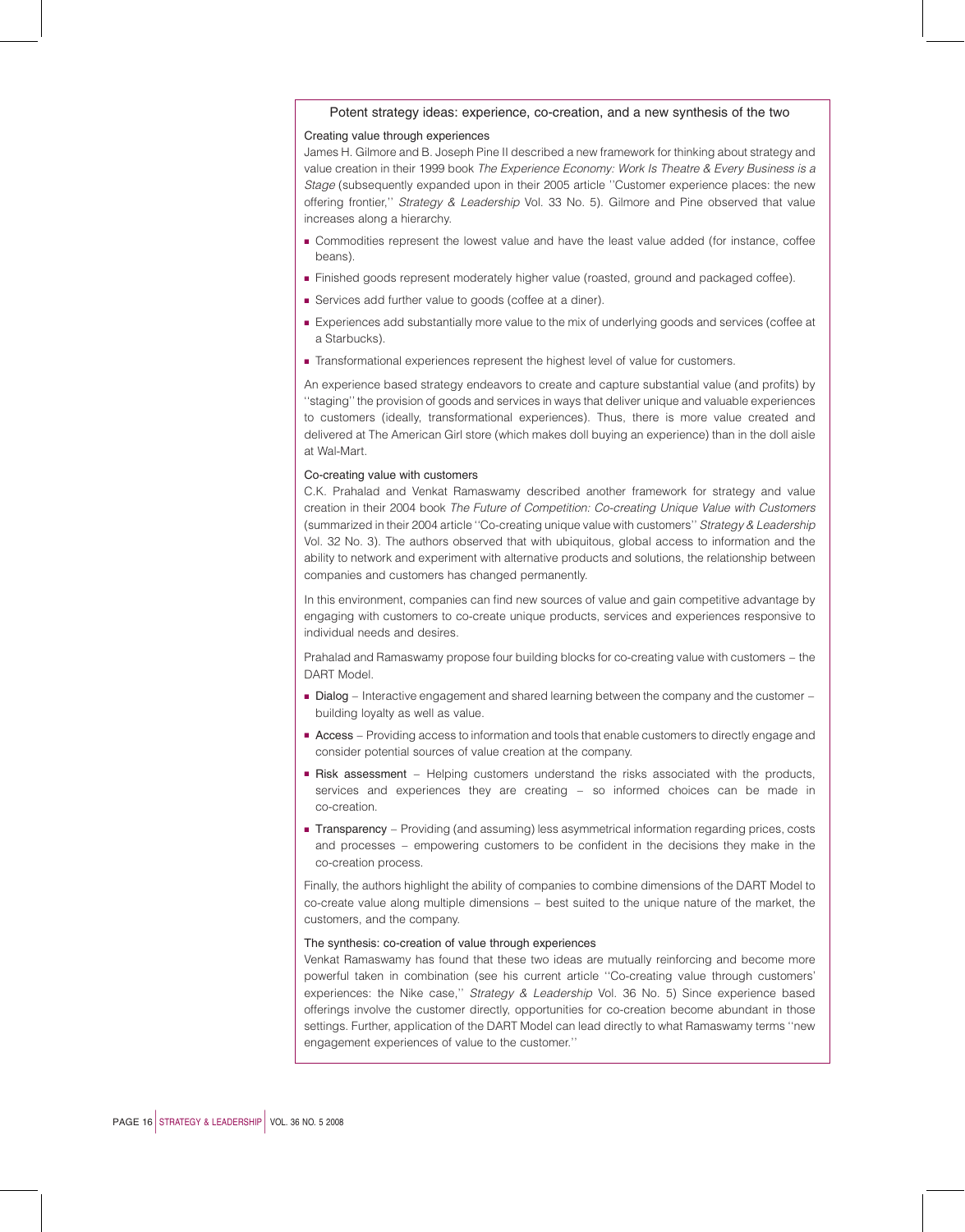## Potent strategy ideas: experience, co-creation, and a new synthesis of the two

### Creating value through experiences

James H. Gilmore and B. Joseph Pine II described a new framework for thinking about strategy and value creation in their 1999 book *The Experience Economy: Work Is Theatre & Every Business is a Stage* (subsequently expanded upon in their 2005 article ''Customer experience places: the new offering frontier,'' *Strategy & Leadership* Vol. 33 No. 5). Gilmore and Pine observed that value increases along a hierarchy.

- Commodities represent the lowest value and have the least value added (for instance, coffee beans).
- Finished goods represent moderately higher value (roasted, ground and packaged coffee).
- Services add further value to goods (coffee at a diner).
- Experiences add substantially more value to the mix of underlying goods and services (coffee at a Starbucks).
- Transformational experiences represent the highest level of value for customers.

An experience based strategy endeavors to create and capture substantial value (and profits) by ''staging'' the provision of goods and services in ways that deliver unique and valuable experiences to customers (ideally, transformational experiences). Thus, there is more value created and delivered at The American Girl store (which makes doll buying an experience) than in the doll aisle at Wal-Mart.

### Co-creating value with customers

C.K. Prahalad and Venkat Ramaswamy described another framework for strategy and value creation in their 2004 book *The Future of Competition: Co-creating Unique Value with Customers* (summarized in their 2004 article ''Co-creating unique value with customers'' *Strategy & Leadership* Vol. 32 No. 3). The authors observed that with ubiquitous, global access to information and the ability to network and experiment with alternative products and solutions, the relationship between companies and customers has changed permanently.

In this environment, companies can find new sources of value and gain competitive advantage by engaging with customers to co-create unique products, services and experiences responsive to individual needs and desires.

Prahalad and Ramaswamy propose four building blocks for co-creating value with customers – the DART Model.

- Dialog – Interactive engagement and shared learning between the company and the customer – building loyalty as well as value.
- Access – Providing access to information and tools that enable customers to directly engage and consider potential sources of value creation at the company.
- Risk assessment – Helping customers understand the risks associated with the products, services and experiences they are creating – so informed choices can be made in co-creation.
- Transparency – Providing (and assuming) less asymmetrical information regarding prices, costs and processes – empowering customers to be confident in the decisions they make in the co-creation process.

Finally, the authors highlight the ability of companies to combine dimensions of the DART Model to co-create value along multiple dimensions – best suited to the unique nature of the market, the customers, and the company.

### The synthesis: co-creation of value through experiences

Venkat Ramaswamy has found that these two ideas are mutually reinforcing and become more powerful taken in combination (see his current article ''Co-creating value through customers' experiences: the Nike case,'' *Strategy & Leadership* Vol. 36 No. 5) Since experience based offerings involve the customer directly, opportunities for co-creation become abundant in those settings. Further, application of the DART Model can lead directly to what Ramaswamy terms ''new engagement experiences of value to the customer.''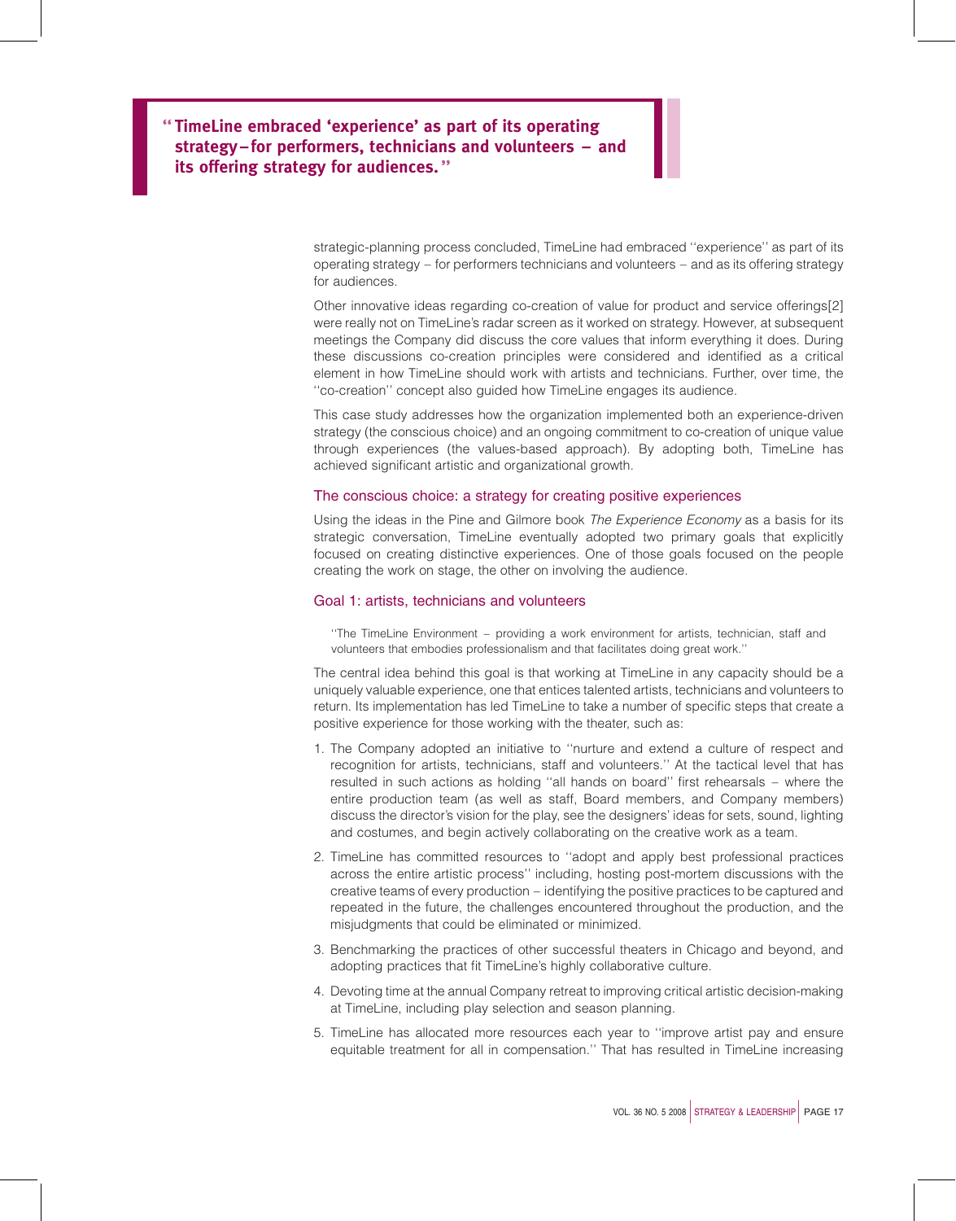> **"TimeLine embraced 'experience' as part of its operating strategy – for performers, technicians and volunteers – and its offering strategy for audiences."**

strategic-planning process concluded, TimeLine had embraced "experience" as part of its operating strategy – for performers technicians and volunteers – and as its offering strategy for audiences.

Other innovative ideas regarding co-creation of value for product and service offerings[2] were really not on TimeLine's radar screen as it worked on strategy. However, at subsequent meetings the Company did discuss the core values that inform everything it does. During these discussions co-creation principles were considered and identified as a critical element in how TimeLine should work with artists and technicians. Further, over time, the "co-creation" concept also guided how TimeLine engages its audience.

This case study addresses how the organization implemented both an experience-driven strategy (the conscious choice) and an ongoing commitment to co-creation of unique value through experiences (the values-based approach). By adopting both, TimeLine has achieved significant artistic and organizational growth.

## The conscious choice: a strategy for creating positive experiences

Using the ideas in the Pine and Gilmore book *The Experience Economy* as a basis for its strategic conversation, TimeLine eventually adopted two primary goals that explicitly focused on creating distinctive experiences. One of those goals focused on the people creating the work on stage, the other on involving the audience.

## Goal 1: artists, technicians and volunteers

> "The TimeLine Environment – providing a work environment for artists, technician, staff and volunteers that embodies professionalism and that facilitates doing great work."

The central idea behind this goal is that working at TimeLine in any capacity should be a uniquely valuable experience, one that entices talented artists, technicians and volunteers to return. Its implementation has led TimeLine to take a number of specific steps that create a positive experience for those working with the theater, such as:

1. The Company adopted an initiative to "nurture and extend a culture of respect and recognition for artists, technicians, staff and volunteers." At the tactical level that has resulted in such actions as holding "all hands on board" first rehearsals – where the entire production team (as well as staff, Board members, and Company members) discuss the director's vision for the play, see the designers' ideas for sets, sound, lighting and costumes, and begin actively collaborating on the creative work as a team.
2. TimeLine has committed resources to "adopt and apply best professional practices across the entire artistic process" including, hosting post-mortem discussions with the creative teams of every production – identifying the positive practices to be captured and repeated in the future, the challenges encountered throughout the production, and the misjudgments that could be eliminated or minimized.
3. Benchmarking the practices of other successful theaters in Chicago and beyond, and adopting practices that fit TimeLine's highly collaborative culture.
4. Devoting time at the annual Company retreat to improving critical artistic decision-making at TimeLine, including play selection and season planning.
5. TimeLine has allocated more resources each year to "improve artist pay and ensure equitable treatment for all in compensation." That has resulted in TimeLine increasing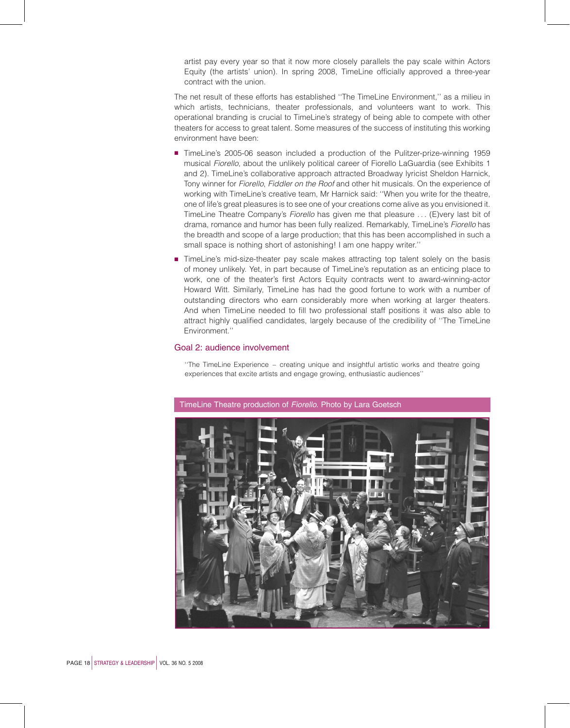artist pay every year so that it now more closely parallels the pay scale within Actors Equity (the artists' union). In spring 2008, TimeLine officially approved a three-year contract with the union.

The net result of these efforts has established ''The TimeLine Environment,'' as a milieu in which artists, technicians, theater professionals, and volunteers want to work. This operational branding is crucial to TimeLine's strategy of being able to compete with other theaters for access to great talent. Some measures of the success of instituting this working environment have been:

- TimeLine's 2005-06 season included a production of the Pulitzer-prize-winning 1959 musical *Fiorello*, about the unlikely political career of Fiorello LaGuardia (see Exhibits 1 and 2). TimeLine's collaborative approach attracted Broadway lyricist Sheldon Harnick, Tony winner for *Fiorello*, *Fiddler on the Roof* and other hit musicals. On the experience of working with TimeLine's creative team, Mr Harnick said: ''When you write for the theatre, one of life's great pleasures is to see one of your creations come alive as you envisioned it. TimeLine Theatre Company's *Fiorello* has given me that pleasure . . . (E)very last bit of drama, romance and humor has been fully realized. Remarkably, TimeLine's *Fiorello* has the breadth and scope of a large production; that this has been accomplished in such a small space is nothing short of astonishing! I am one happy writer.''
- TimeLine's mid-size-theater pay scale makes attracting top talent solely on the basis of money unlikely. Yet, in part because of TimeLine's reputation as an enticing place to work, one of the theater's first Actors Equity contracts went to award-winning-actor Howard Witt. Similarly, TimeLine has had the good fortune to work with a number of outstanding directors who earn considerably more when working at larger theaters. And when TimeLine needed to fill two professional staff positions it was also able to attract highly qualified candidates, largely because of the credibility of ''The TimeLine Environment.''

## Goal 2: audience involvement

> ''The TimeLine Experience – creating unique and insightful artistic works and theatre going experiences that excite artists and engage growing, enthusiastic audiences''

TimeLine Theatre production of *Fiorello*. Photo by Lara Goetsch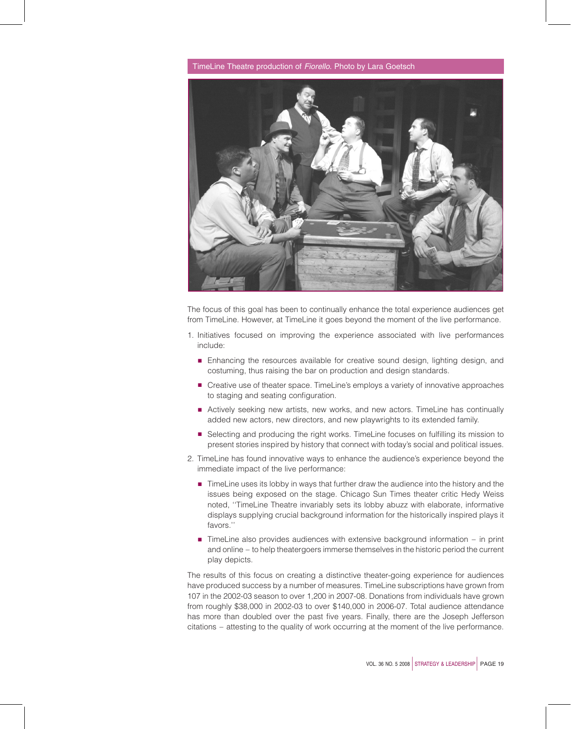TimeLine Theatre production of *Fiorello*. Photo by Lara Goetsch

The focus of this goal has been to continually enhance the total experience audiences get from TimeLine. However, at TimeLine it goes beyond the moment of the live performance.

1. Initiatives focused on improving the experience associated with live performances include:

   - Enhancing the resources available for creative sound design, lighting design, and costuming, thus raising the bar on production and design standards.
   - Creative use of theater space. TimeLine's employs a variety of innovative approaches to staging and seating configuration.
   - Actively seeking new artists, new works, and new actors. TimeLine has continually added new actors, new directors, and new playwrights to its extended family.
   - Selecting and producing the right works. TimeLine focuses on fulfilling its mission to present stories inspired by history that connect with today's social and political issues.

2. TimeLine has found innovative ways to enhance the audience's experience beyond the immediate impact of the live performance:

   - TimeLine uses its lobby in ways that further draw the audience into the history and the issues being exposed on the stage. Chicago Sun Times theater critic Hedy Weiss noted, ''TimeLine Theatre invariably sets its lobby abuzz with elaborate, informative displays supplying crucial background information for the historically inspired plays it favors.''
   - TimeLine also provides audiences with extensive background information – in print and online – to help theatergoers immerse themselves in the historic period the current play depicts.

The results of this focus on creating a distinctive theater-going experience for audiences have produced success by a number of measures. TimeLine subscriptions have grown from 107 in the 2002-03 season to over 1,200 in 2007-08. Donations from individuals have grown from roughly $38,000 in 2002-03 to over $140,000 in 2006-07. Total audience attendance has more than doubled over the past five years. Finally, there are the Joseph Jefferson citations – attesting to the quality of work occurring at the moment of the live performance.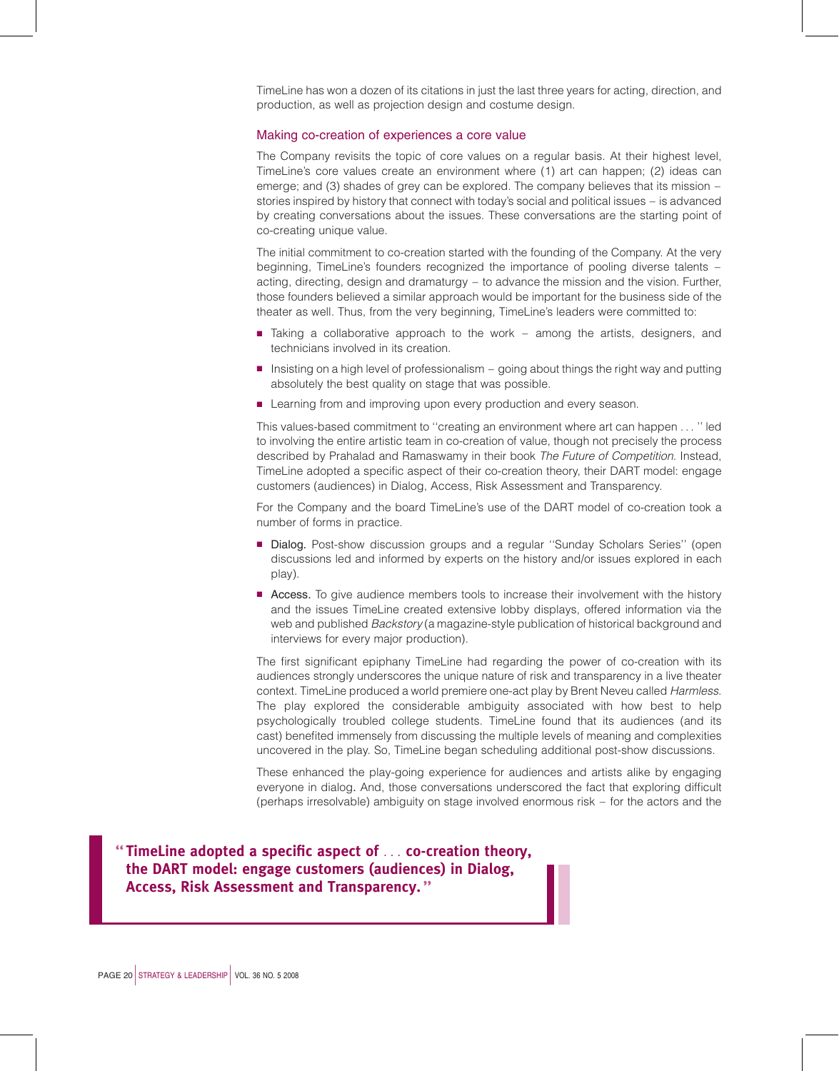TimeLine has won a dozen of its citations in just the last three years for acting, direction, and production, as well as projection design and costume design.

## Making co-creation of experiences a core value

The Company revisits the topic of core values on a regular basis. At their highest level, TimeLine's core values create an environment where (1) art can happen; (2) ideas can emerge; and (3) shades of grey can be explored. The company believes that its mission – stories inspired by history that connect with today's social and political issues – is advanced by creating conversations about the issues. These conversations are the starting point of co-creating unique value.

The initial commitment to co-creation started with the founding of the Company. At the very beginning, TimeLine's founders recognized the importance of pooling diverse talents – acting, directing, design and dramaturgy – to advance the mission and the vision. Further, those founders believed a similar approach would be important for the business side of the theater as well. Thus, from the very beginning, TimeLine's leaders were committed to:

- Taking a collaborative approach to the work – among the artists, designers, and technicians involved in its creation.
- Insisting on a high level of professionalism – going about things the right way and putting absolutely the best quality on stage that was possible.
- Learning from and improving upon every production and every season.

This values-based commitment to "creating an environment where art can happen . . . " led to involving the entire artistic team in co-creation of value, though not precisely the process described by Prahalad and Ramaswamy in their book *The Future of Competition*. Instead, TimeLine adopted a specific aspect of their co-creation theory, their DART model: engage customers (audiences) in Dialog, Access, Risk Assessment and Transparency.

For the Company and the board TimeLine's use of the DART model of co-creation took a number of forms in practice.

- Dialog. Post-show discussion groups and a regular "Sunday Scholars Series" (open discussions led and informed by experts on the history and/or issues explored in each play).
- Access. To give audience members tools to increase their involvement with the history and the issues TimeLine created extensive lobby displays, offered information via the web and published *Backstory* (a magazine-style publication of historical background and interviews for every major production).

The first significant epiphany TimeLine had regarding the power of co-creation with its audiences strongly underscores the unique nature of risk and transparency in a live theater context. TimeLine produced a world premiere one-act play by Brent Neveu called *Harmless*. The play explored the considerable ambiguity associated with how best to help psychologically troubled college students. TimeLine found that its audiences (and its cast) benefited immensely from discussing the multiple levels of meaning and complexities uncovered in the play. So, TimeLine began scheduling additional post-show discussions.

These enhanced the play-going experience for audiences and artists alike by engaging everyone in dialog. And, those conversations underscored the fact that exploring difficult (perhaps irresolvable) ambiguity on stage involved enormous risk – for the actors and the

> **"TimeLine adopted a specific aspect of . . . co-creation theory, the DART model: engage customers (audiences) in Dialog, Access, Risk Assessment and Transparency."**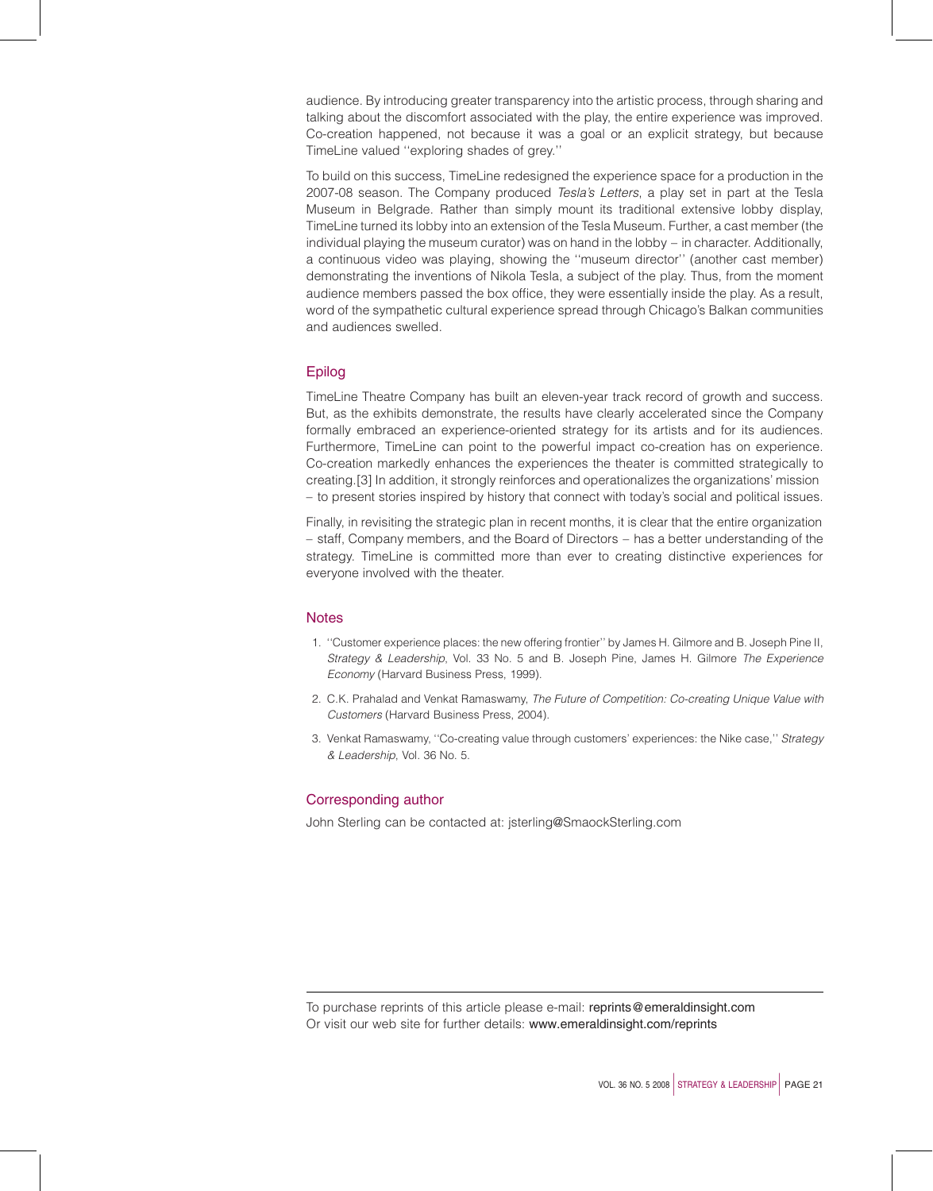audience. By introducing greater transparency into the artistic process, through sharing and talking about the discomfort associated with the play, the entire experience was improved. Co-creation happened, not because it was a goal or an explicit strategy, but because TimeLine valued ''exploring shades of grey.''

To build on this success, TimeLine redesigned the experience space for a production in the 2007-08 season. The Company produced *Tesla's Letters*, a play set in part at the Tesla Museum in Belgrade. Rather than simply mount its traditional extensive lobby display, TimeLine turned its lobby into an extension of the Tesla Museum. Further, a cast member (the individual playing the museum curator) was on hand in the lobby – in character. Additionally, a continuous video was playing, showing the ''museum director'' (another cast member) demonstrating the inventions of Nikola Tesla, a subject of the play. Thus, from the moment audience members passed the box office, they were essentially inside the play. As a result, word of the sympathetic cultural experience spread through Chicago's Balkan communities and audiences swelled.

## Epilog

TimeLine Theatre Company has built an eleven-year track record of growth and success. But, as the exhibits demonstrate, the results have clearly accelerated since the Company formally embraced an experience-oriented strategy for its artists and for its audiences. Furthermore, TimeLine can point to the powerful impact co-creation has on experience. Co-creation markedly enhances the experiences the theater is committed strategically to creating.[3] In addition, it strongly reinforces and operationalizes the organizations' mission – to present stories inspired by history that connect with today's social and political issues.

Finally, in revisiting the strategic plan in recent months, it is clear that the entire organization – staff, Company members, and the Board of Directors – has a better understanding of the strategy. TimeLine is committed more than ever to creating distinctive experiences for everyone involved with the theater.

## Notes

1. ''Customer experience places: the new offering frontier'' by James H. Gilmore and B. Joseph Pine II, *Strategy & Leadership*, Vol. 33 No. 5 and B. Joseph Pine, James H. Gilmore *The Experience Economy* (Harvard Business Press, 1999).
2. C.K. Prahalad and Venkat Ramaswamy, *The Future of Competition: Co-creating Unique Value with Customers* (Harvard Business Press, 2004).
3. Venkat Ramaswamy, ''Co-creating value through customers' experiences: the Nike case,'' *Strategy & Leadership*, Vol. 36 No. 5.

## Corresponding author

John Sterling can be contacted at: jsterling@SmaockSterling.com

---

To purchase reprints of this article please e-mail: reprints@emeraldinsight.com
Or visit our web site for further details: www.emeraldinsight.com/reprints